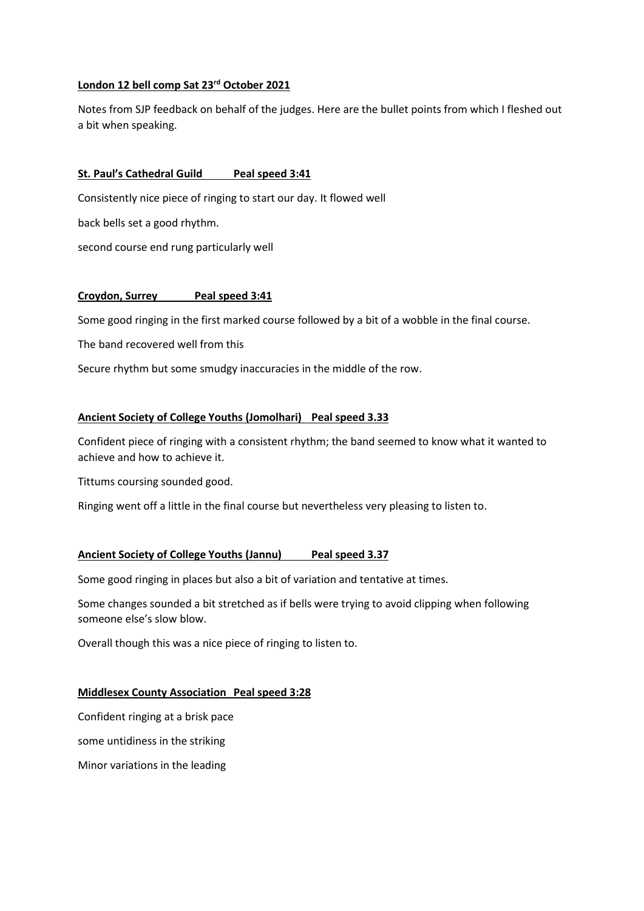**London 12 bell comp Sat 23rd October 2021**

Notes from SJP feedback on behalf of the judges. Here are the bullet points from which I fleshed out a bit when speaking.

**St. Paul's Cathedral Guild    Peal speed 3:41**

Consistently nice piece of ringing to start our day. It flowed well

back bells set a good rhythm.

second course end rung particularly well

**Croydon, Surrey    Peal speed 3:41**

Some good ringing in the first marked course followed by a bit of a wobble in the final course.

The band recovered well from this

Secure rhythm but some smudgy inaccuracies in the middle of the row.

**Ancient Society of College Youths (Jomolhari)   Peal speed 3.33**

Confident piece of ringing with a consistent rhythm; the band seemed to know what it wanted to achieve and how to achieve it.

Tittums coursing sounded good.

Ringing went off a little in the final course but nevertheless very pleasing to listen to.

**Ancient Society of College Youths (Jannu)    Peal speed 3.37**

Some good ringing in places but also a bit of variation and tentative at times.

Some changes sounded a bit stretched as if bells were trying to avoid clipping when following someone else's slow blow.

Overall though this was a nice piece of ringing to listen to.

**Middlesex County Association   Peal speed 3:28**

Confident ringing at a brisk pace

some untidiness in the striking

Minor variations in the leading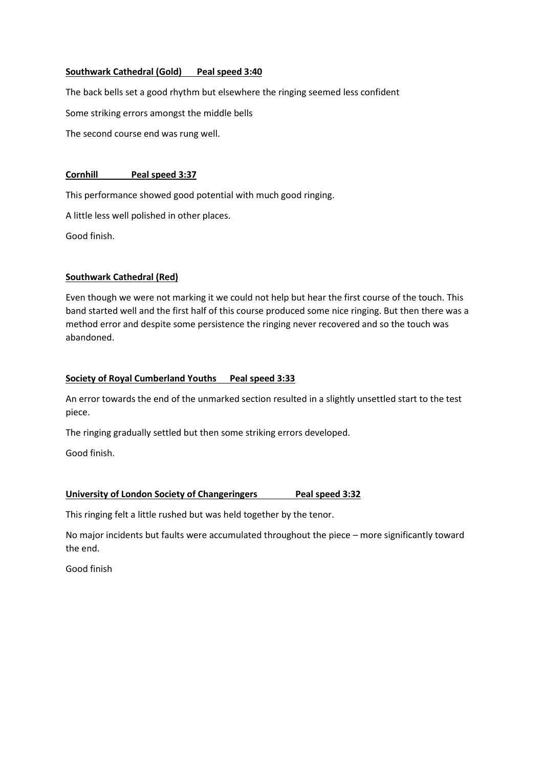**Southwark Cathedral (Gold)      Peal speed 3:40**

The back bells set a good rhythm but elsewhere the ringing seemed less confident

Some striking errors amongst the middle bells

The second course end was rung well.

**Cornhill            Peal speed 3:37**

This performance showed good potential with much good ringing.

A little less well polished in other places.

Good finish.

**Southwark Cathedral (Red)**

Even though we were not marking it we could not help but hear the first course of the touch. This band started well and the first half of this course produced some nice ringing. But then there was a method error and despite some persistence the ringing never recovered and so the touch was abandoned.

**Society of Royal Cumberland Youths      Peal speed 3:33**

An error towards the end of the unmarked section resulted in a slightly unsettled start to the test piece.

The ringing gradually settled but then some striking errors developed.

Good finish.

**University of London Society of Changeringers            Peal speed 3:32**

This ringing felt a little rushed but was held together by the tenor.

No major incidents but faults were accumulated throughout the piece – more significantly toward the end.

Good finish